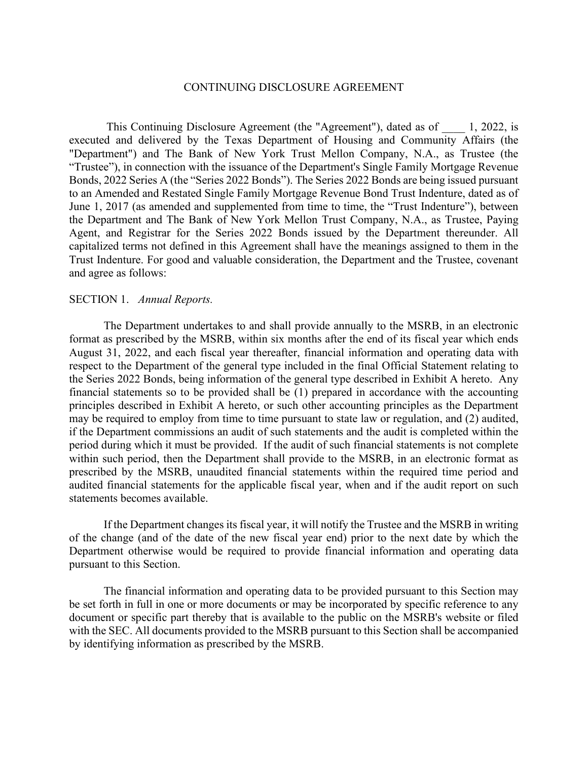# CONTINUING DISCLOSURE AGREEMENT

This Continuing Disclosure Agreement (the "Agreement"), dated as of ____ 1, 2022, is executed and delivered by the Texas Department of Housing and Community Affairs (the "Department") and The Bank of New York Trust Mellon Company, N.A., as Trustee (the "Trustee"), in connection with the issuance of the Department's Single Family Mortgage Revenue Bonds, 2022 Series A (the "Series 2022 Bonds"). The Series 2022 Bonds are being issued pursuant to an Amended and Restated Single Family Mortgage Revenue Bond Trust Indenture, dated as of June 1, 2017 (as amended and supplemented from time to time, the "Trust Indenture"), between the Department and The Bank of New York Mellon Trust Company, N.A., as Trustee, Paying Agent, and Registrar for the Series 2022 Bonds issued by the Department thereunder. All capitalized terms not defined in this Agreement shall have the meanings assigned to them in the Trust Indenture. For good and valuable consideration, the Department and the Trustee, covenant and agree as follows:

SECTION 1. *Annual Reports.*

The Department undertakes to and shall provide annually to the MSRB, in an electronic format as prescribed by the MSRB, within six months after the end of its fiscal year which ends August 31, 2022, and each fiscal year thereafter, financial information and operating data with respect to the Department of the general type included in the final Official Statement relating to the Series 2022 Bonds, being information of the general type described in Exhibit A hereto. Any financial statements so to be provided shall be (1) prepared in accordance with the accounting principles described in Exhibit A hereto, or such other accounting principles as the Department may be required to employ from time to time pursuant to state law or regulation, and (2) audited, if the Department commissions an audit of such statements and the audit is completed within the period during which it must be provided. If the audit of such financial statements is not complete within such period, then the Department shall provide to the MSRB, in an electronic format as prescribed by the MSRB, unaudited financial statements within the required time period and audited financial statements for the applicable fiscal year, when and if the audit report on such statements becomes available.

If the Department changes its fiscal year, it will notify the Trustee and the MSRB in writing of the change (and of the date of the new fiscal year end) prior to the next date by which the Department otherwise would be required to provide financial information and operating data pursuant to this Section.

The financial information and operating data to be provided pursuant to this Section may be set forth in full in one or more documents or may be incorporated by specific reference to any document or specific part thereby that is available to the public on the MSRB's website or filed with the SEC. All documents provided to the MSRB pursuant to this Section shall be accompanied by identifying information as prescribed by the MSRB.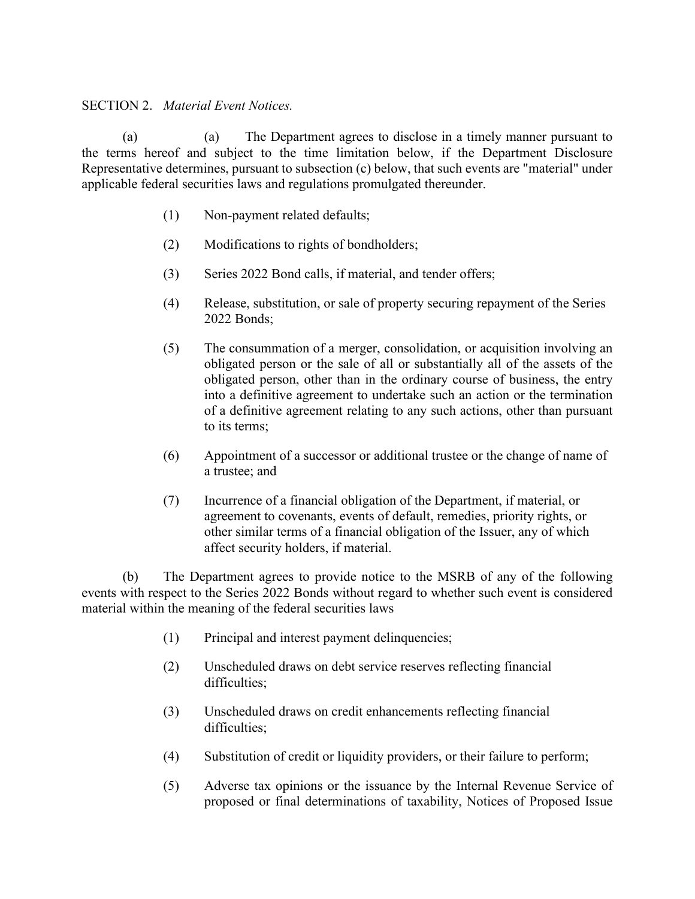SECTION 2. *Material Event Notices.*

(a) (a) The Department agrees to disclose in a timely manner pursuant to the terms hereof and subject to the time limitation below, if the Department Disclosure Representative determines, pursuant to subsection (c) below, that such events are "material" under applicable federal securities laws and regulations promulgated thereunder.

(1) Non-payment related defaults;

(2) Modifications to rights of bondholders;

(3) Series 2022 Bond calls, if material, and tender offers;

(4) Release, substitution, or sale of property securing repayment of the Series 2022 Bonds;

(5) The consummation of a merger, consolidation, or acquisition involving an obligated person or the sale of all or substantially all of the assets of the obligated person, other than in the ordinary course of business, the entry into a definitive agreement to undertake such an action or the termination of a definitive agreement relating to any such actions, other than pursuant to its terms;

(6) Appointment of a successor or additional trustee or the change of name of a trustee; and

(7) Incurrence of a financial obligation of the Department, if material, or agreement to covenants, events of default, remedies, priority rights, or other similar terms of a financial obligation of the Issuer, any of which affect security holders, if material.

(b) The Department agrees to provide notice to the MSRB of any of the following events with respect to the Series 2022 Bonds without regard to whether such event is considered material within the meaning of the federal securities laws

(1) Principal and interest payment delinquencies;

(2) Unscheduled draws on debt service reserves reflecting financial difficulties;

(3) Unscheduled draws on credit enhancements reflecting financial difficulties;

(4) Substitution of credit or liquidity providers, or their failure to perform;

(5) Adverse tax opinions or the issuance by the Internal Revenue Service of proposed or final determinations of taxability, Notices of Proposed Issue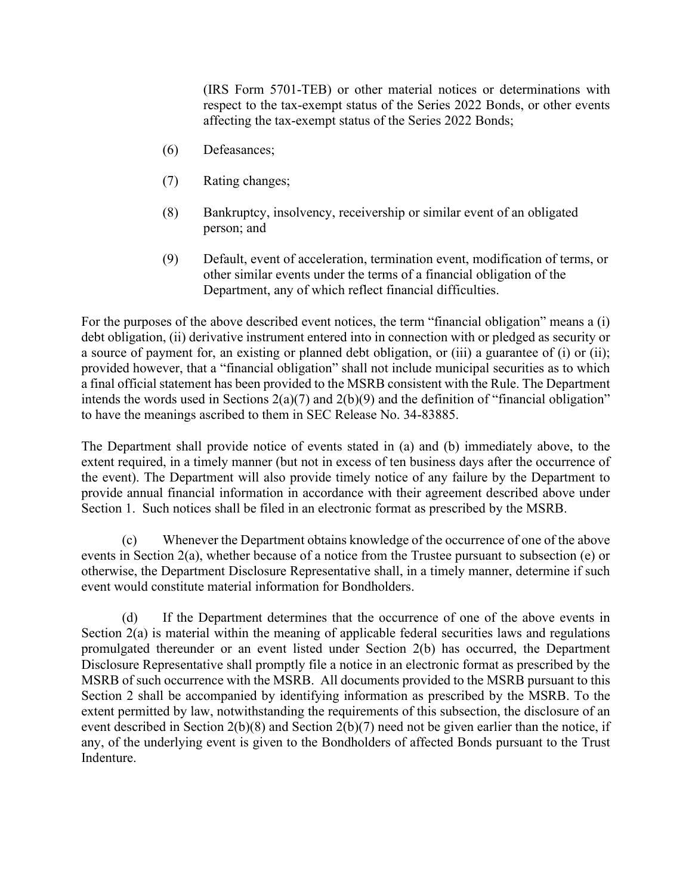(IRS Form 5701-TEB) or other material notices or determinations with respect to the tax-exempt status of the Series 2022 Bonds, or other events affecting the tax-exempt status of the Series 2022 Bonds;

(6) Defeasances;

(7) Rating changes;

(8) Bankruptcy, insolvency, receivership or similar event of an obligated person; and

(9) Default, event of acceleration, termination event, modification of terms, or other similar events under the terms of a financial obligation of the Department, any of which reflect financial difficulties.

For the purposes of the above described event notices, the term "financial obligation" means a (i) debt obligation, (ii) derivative instrument entered into in connection with or pledged as security or a source of payment for, an existing or planned debt obligation, or (iii) a guarantee of (i) or (ii); provided however, that a "financial obligation" shall not include municipal securities as to which a final official statement has been provided to the MSRB consistent with the Rule. The Department intends the words used in Sections 2(a)(7) and 2(b)(9) and the definition of "financial obligation" to have the meanings ascribed to them in SEC Release No. 34-83885.

The Department shall provide notice of events stated in (a) and (b) immediately above, to the extent required, in a timely manner (but not in excess of ten business days after the occurrence of the event). The Department will also provide timely notice of any failure by the Department to provide annual financial information in accordance with their agreement described above under Section 1. Such notices shall be filed in an electronic format as prescribed by the MSRB.

(c) Whenever the Department obtains knowledge of the occurrence of one of the above events in Section 2(a), whether because of a notice from the Trustee pursuant to subsection (e) or otherwise, the Department Disclosure Representative shall, in a timely manner, determine if such event would constitute material information for Bondholders.

(d) If the Department determines that the occurrence of one of the above events in Section 2(a) is material within the meaning of applicable federal securities laws and regulations promulgated thereunder or an event listed under Section 2(b) has occurred, the Department Disclosure Representative shall promptly file a notice in an electronic format as prescribed by the MSRB of such occurrence with the MSRB. All documents provided to the MSRB pursuant to this Section 2 shall be accompanied by identifying information as prescribed by the MSRB. To the extent permitted by law, notwithstanding the requirements of this subsection, the disclosure of an event described in Section 2(b)(8) and Section 2(b)(7) need not be given earlier than the notice, if any, of the underlying event is given to the Bondholders of affected Bonds pursuant to the Trust Indenture.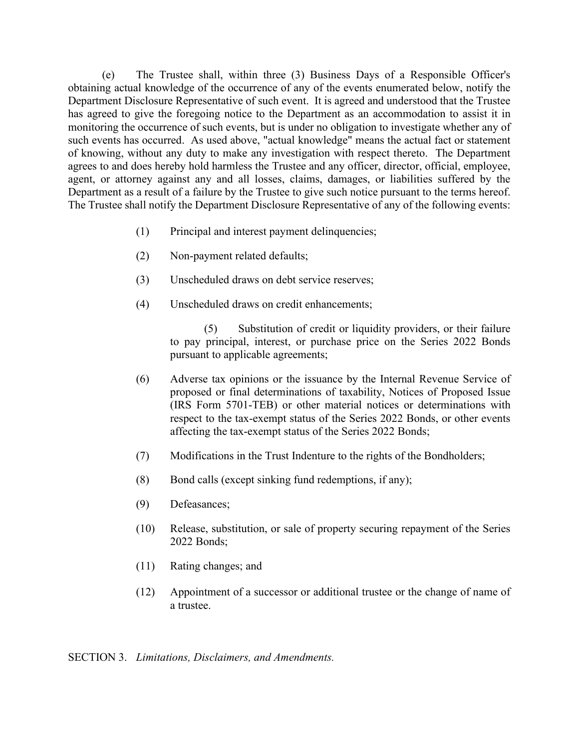(e) The Trustee shall, within three (3) Business Days of a Responsible Officer's obtaining actual knowledge of the occurrence of any of the events enumerated below, notify the Department Disclosure Representative of such event. It is agreed and understood that the Trustee has agreed to give the foregoing notice to the Department as an accommodation to assist it in monitoring the occurrence of such events, but is under no obligation to investigate whether any of such events has occurred. As used above, "actual knowledge" means the actual fact or statement of knowing, without any duty to make any investigation with respect thereto. The Department agrees to and does hereby hold harmless the Trustee and any officer, director, official, employee, agent, or attorney against any and all losses, claims, damages, or liabilities suffered by the Department as a result of a failure by the Trustee to give such notice pursuant to the terms hereof. The Trustee shall notify the Department Disclosure Representative of any of the following events:

(1) Principal and interest payment delinquencies;

(2) Non-payment related defaults;

(3) Unscheduled draws on debt service reserves;

(4) Unscheduled draws on credit enhancements;

(5) Substitution of credit or liquidity providers, or their failure to pay principal, interest, or purchase price on the Series 2022 Bonds pursuant to applicable agreements;

(6) Adverse tax opinions or the issuance by the Internal Revenue Service of proposed or final determinations of taxability, Notices of Proposed Issue (IRS Form 5701-TEB) or other material notices or determinations with respect to the tax-exempt status of the Series 2022 Bonds, or other events affecting the tax-exempt status of the Series 2022 Bonds;

(7) Modifications in the Trust Indenture to the rights of the Bondholders;

(8) Bond calls (except sinking fund redemptions, if any);

(9) Defeasances;

(10) Release, substitution, or sale of property securing repayment of the Series 2022 Bonds;

(11) Rating changes; and

(12) Appointment of a successor or additional trustee or the change of name of a trustee.

SECTION 3. *Limitations, Disclaimers, and Amendments.*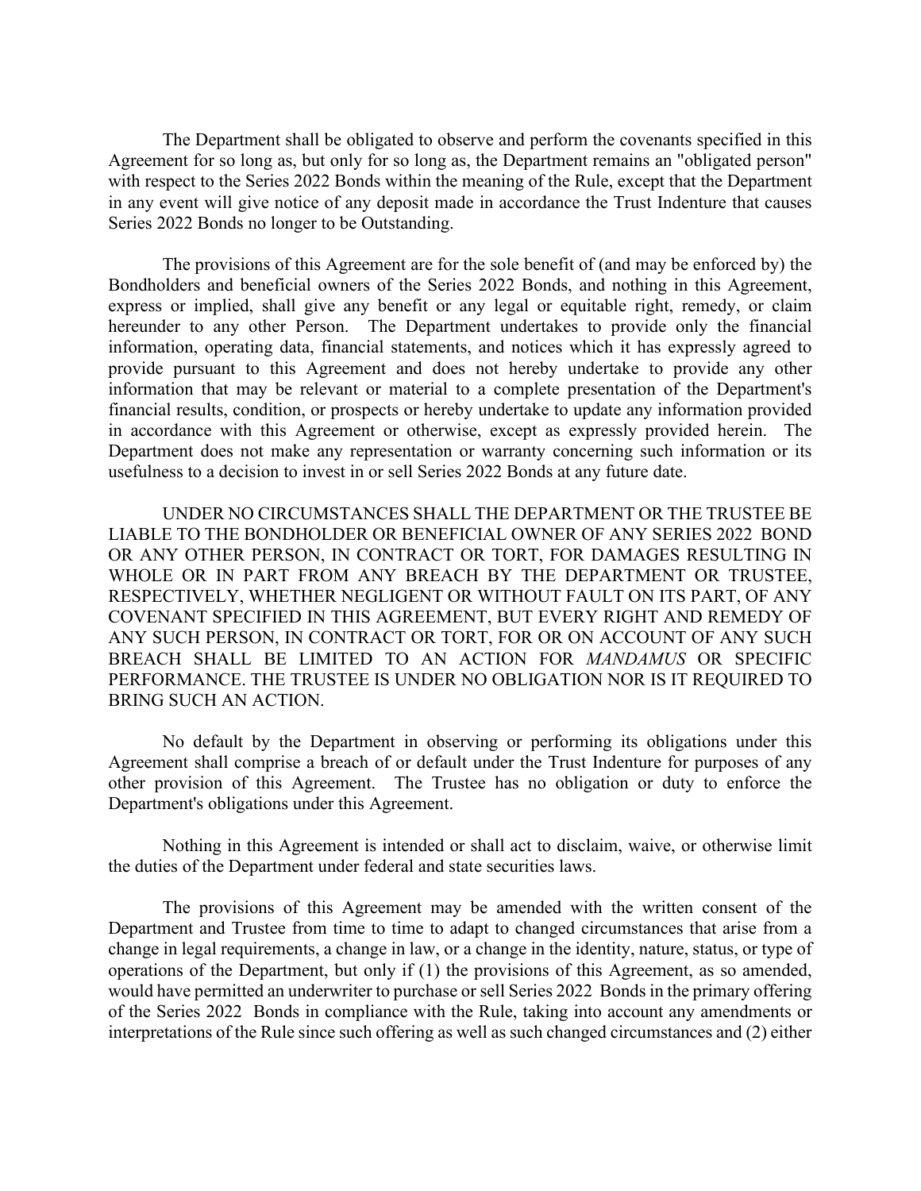The Department shall be obligated to observe and perform the covenants specified in this Agreement for so long as, but only for so long as, the Department remains an "obligated person" with respect to the Series 2022 Bonds within the meaning of the Rule, except that the Department in any event will give notice of any deposit made in accordance the Trust Indenture that causes Series 2022 Bonds no longer to be Outstanding.

The provisions of this Agreement are for the sole benefit of (and may be enforced by) the Bondholders and beneficial owners of the Series 2022 Bonds, and nothing in this Agreement, express or implied, shall give any benefit or any legal or equitable right, remedy, or claim hereunder to any other Person. The Department undertakes to provide only the financial information, operating data, financial statements, and notices which it has expressly agreed to provide pursuant to this Agreement and does not hereby undertake to provide any other information that may be relevant or material to a complete presentation of the Department's financial results, condition, or prospects or hereby undertake to update any information provided in accordance with this Agreement or otherwise, except as expressly provided herein. The Department does not make any representation or warranty concerning such information or its usefulness to a decision to invest in or sell Series 2022 Bonds at any future date.

UNDER NO CIRCUMSTANCES SHALL THE DEPARTMENT OR THE TRUSTEE BE LIABLE TO THE BONDHOLDER OR BENEFICIAL OWNER OF ANY SERIES 2022 BOND OR ANY OTHER PERSON, IN CONTRACT OR TORT, FOR DAMAGES RESULTING IN WHOLE OR IN PART FROM ANY BREACH BY THE DEPARTMENT OR TRUSTEE, RESPECTIVELY, WHETHER NEGLIGENT OR WITHOUT FAULT ON ITS PART, OF ANY COVENANT SPECIFIED IN THIS AGREEMENT, BUT EVERY RIGHT AND REMEDY OF ANY SUCH PERSON, IN CONTRACT OR TORT, FOR OR ON ACCOUNT OF ANY SUCH BREACH SHALL BE LIMITED TO AN ACTION FOR *MANDAMUS* OR SPECIFIC PERFORMANCE. THE TRUSTEE IS UNDER NO OBLIGATION NOR IS IT REQUIRED TO BRING SUCH AN ACTION.

No default by the Department in observing or performing its obligations under this Agreement shall comprise a breach of or default under the Trust Indenture for purposes of any other provision of this Agreement. The Trustee has no obligation or duty to enforce the Department's obligations under this Agreement.

Nothing in this Agreement is intended or shall act to disclaim, waive, or otherwise limit the duties of the Department under federal and state securities laws.

The provisions of this Agreement may be amended with the written consent of the Department and Trustee from time to time to adapt to changed circumstances that arise from a change in legal requirements, a change in law, or a change in the identity, nature, status, or type of operations of the Department, but only if (1) the provisions of this Agreement, as so amended, would have permitted an underwriter to purchase or sell Series 2022 Bonds in the primary offering of the Series 2022 Bonds in compliance with the Rule, taking into account any amendments or interpretations of the Rule since such offering as well as such changed circumstances and (2) either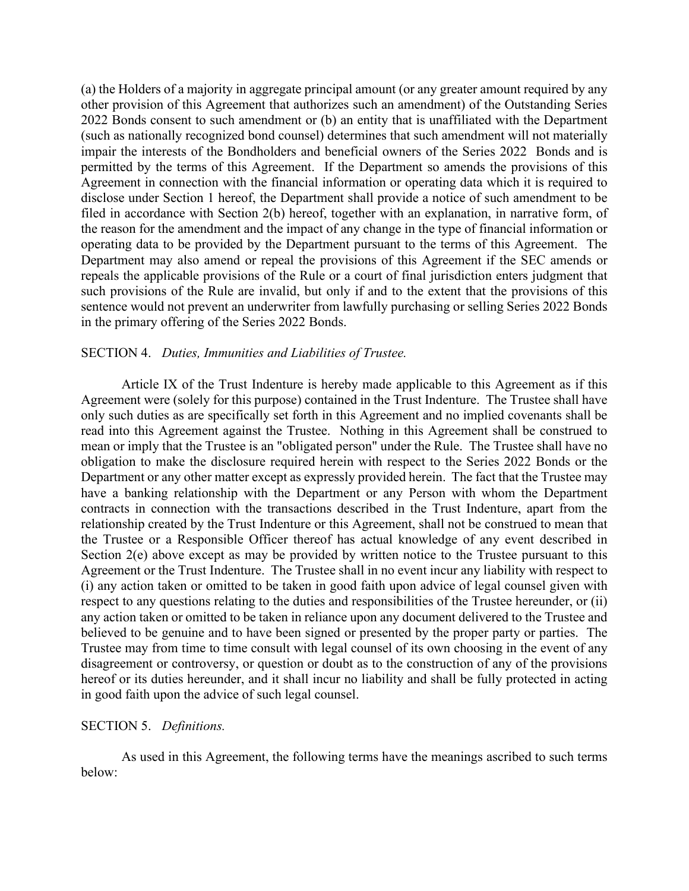(a) the Holders of a majority in aggregate principal amount (or any greater amount required by any other provision of this Agreement that authorizes such an amendment) of the Outstanding Series 2022 Bonds consent to such amendment or (b) an entity that is unaffiliated with the Department (such as nationally recognized bond counsel) determines that such amendment will not materially impair the interests of the Bondholders and beneficial owners of the Series 2022 Bonds and is permitted by the terms of this Agreement. If the Department so amends the provisions of this Agreement in connection with the financial information or operating data which it is required to disclose under Section 1 hereof, the Department shall provide a notice of such amendment to be filed in accordance with Section 2(b) hereof, together with an explanation, in narrative form, of the reason for the amendment and the impact of any change in the type of financial information or operating data to be provided by the Department pursuant to the terms of this Agreement. The Department may also amend or repeal the provisions of this Agreement if the SEC amends or repeals the applicable provisions of the Rule or a court of final jurisdiction enters judgment that such provisions of the Rule are invalid, but only if and to the extent that the provisions of this sentence would not prevent an underwriter from lawfully purchasing or selling Series 2022 Bonds in the primary offering of the Series 2022 Bonds.

SECTION 4. *Duties, Immunities and Liabilities of Trustee.*

Article IX of the Trust Indenture is hereby made applicable to this Agreement as if this Agreement were (solely for this purpose) contained in the Trust Indenture. The Trustee shall have only such duties as are specifically set forth in this Agreement and no implied covenants shall be read into this Agreement against the Trustee. Nothing in this Agreement shall be construed to mean or imply that the Trustee is an "obligated person" under the Rule. The Trustee shall have no obligation to make the disclosure required herein with respect to the Series 2022 Bonds or the Department or any other matter except as expressly provided herein. The fact that the Trustee may have a banking relationship with the Department or any Person with whom the Department contracts in connection with the transactions described in the Trust Indenture, apart from the relationship created by the Trust Indenture or this Agreement, shall not be construed to mean that the Trustee or a Responsible Officer thereof has actual knowledge of any event described in Section 2(e) above except as may be provided by written notice to the Trustee pursuant to this Agreement or the Trust Indenture. The Trustee shall in no event incur any liability with respect to (i) any action taken or omitted to be taken in good faith upon advice of legal counsel given with respect to any questions relating to the duties and responsibilities of the Trustee hereunder, or (ii) any action taken or omitted to be taken in reliance upon any document delivered to the Trustee and believed to be genuine and to have been signed or presented by the proper party or parties. The Trustee may from time to time consult with legal counsel of its own choosing in the event of any disagreement or controversy, or question or doubt as to the construction of any of the provisions hereof or its duties hereunder, and it shall incur no liability and shall be fully protected in acting in good faith upon the advice of such legal counsel.

SECTION 5. *Definitions.*

As used in this Agreement, the following terms have the meanings ascribed to such terms below: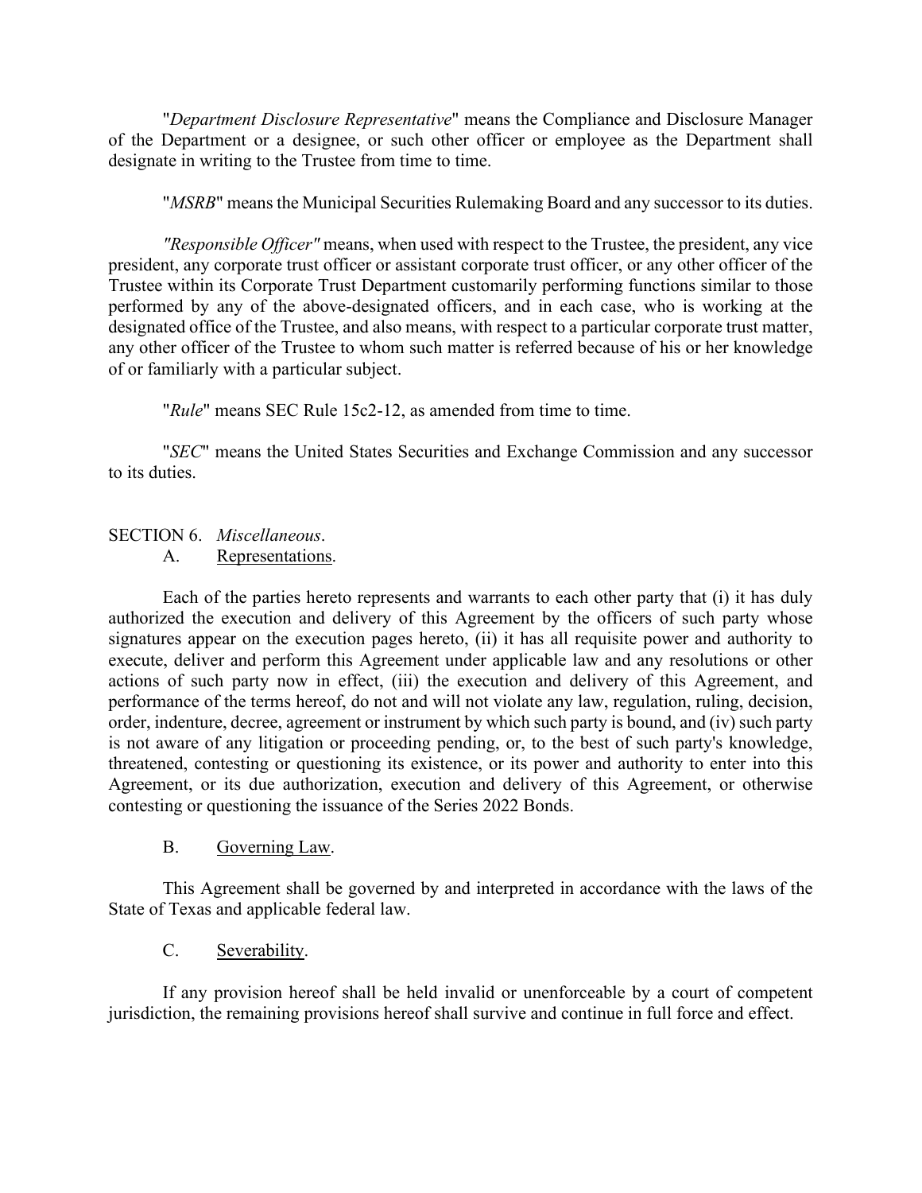"*Department Disclosure Representative*" means the Compliance and Disclosure Manager of the Department or a designee, or such other officer or employee as the Department shall designate in writing to the Trustee from time to time.

"*MSRB*" means the Municipal Securities Rulemaking Board and any successor to its duties.

*"Responsible Officer"* means, when used with respect to the Trustee, the president, any vice president, any corporate trust officer or assistant corporate trust officer, or any other officer of the Trustee within its Corporate Trust Department customarily performing functions similar to those performed by any of the above-designated officers, and in each case, who is working at the designated office of the Trustee, and also means, with respect to a particular corporate trust matter, any other officer of the Trustee to whom such matter is referred because of his or her knowledge of or familiarly with a particular subject.

"*Rule*" means SEC Rule 15c2-12, as amended from time to time.

"*SEC*" means the United States Securities and Exchange Commission and any successor to its duties.

SECTION 6. *Miscellaneous*.

A. Representations.

Each of the parties hereto represents and warrants to each other party that (i) it has duly authorized the execution and delivery of this Agreement by the officers of such party whose signatures appear on the execution pages hereto, (ii) it has all requisite power and authority to execute, deliver and perform this Agreement under applicable law and any resolutions or other actions of such party now in effect, (iii) the execution and delivery of this Agreement, and performance of the terms hereof, do not and will not violate any law, regulation, ruling, decision, order, indenture, decree, agreement or instrument by which such party is bound, and (iv) such party is not aware of any litigation or proceeding pending, or, to the best of such party's knowledge, threatened, contesting or questioning its existence, or its power and authority to enter into this Agreement, or its due authorization, execution and delivery of this Agreement, or otherwise contesting or questioning the issuance of the Series 2022 Bonds.

B. Governing Law.

This Agreement shall be governed by and interpreted in accordance with the laws of the State of Texas and applicable federal law.

C. Severability.

If any provision hereof shall be held invalid or unenforceable by a court of competent jurisdiction, the remaining provisions hereof shall survive and continue in full force and effect.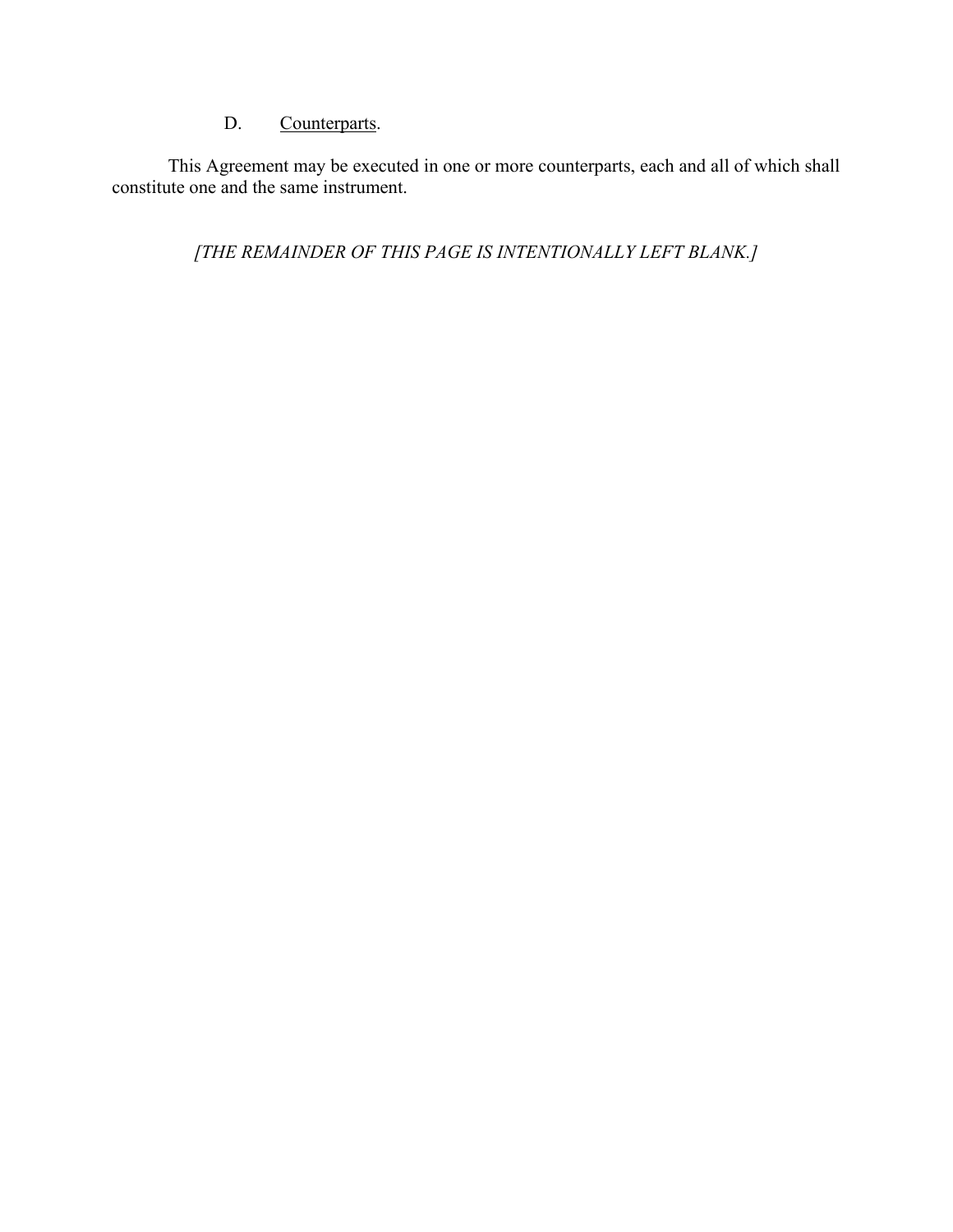D. <u>Counterparts</u>.

This Agreement may be executed in one or more counterparts, each and all of which shall constitute one and the same instrument.

*[THE REMAINDER OF THIS PAGE IS INTENTIONALLY LEFT BLANK.]*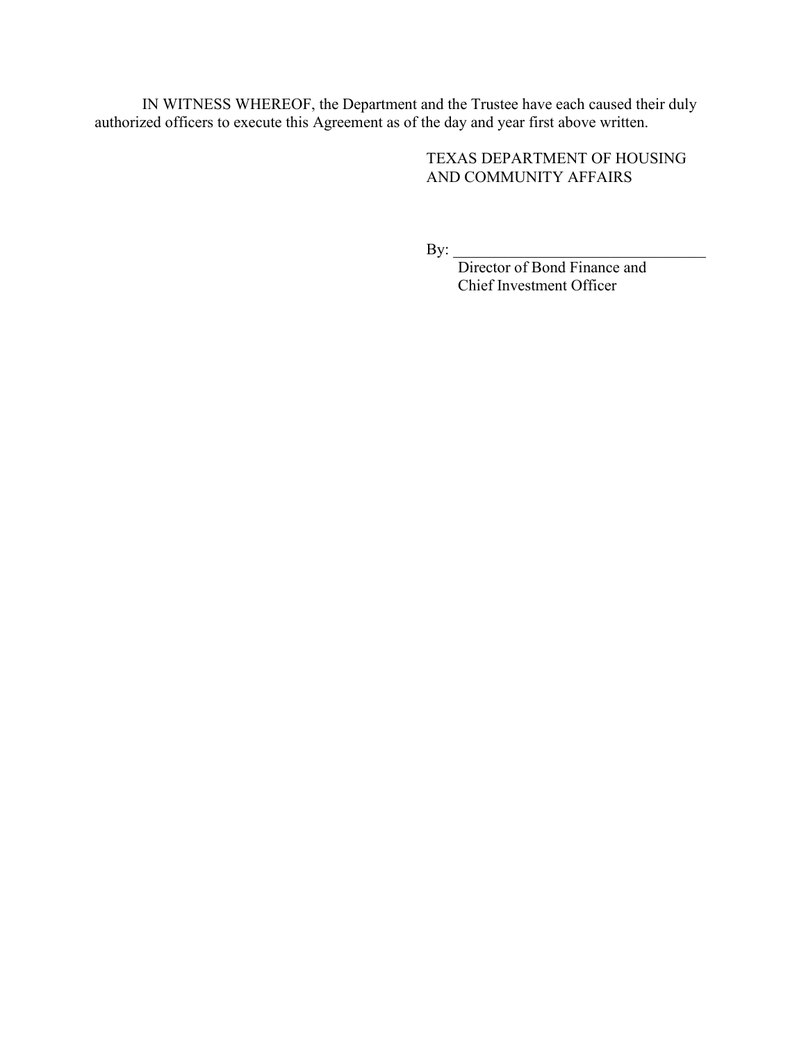IN WITNESS WHEREOF, the Department and the Trustee have each caused their duly authorized officers to execute this Agreement as of the day and year first above written.

TEXAS DEPARTMENT OF HOUSING AND COMMUNITY AFFAIRS

By: ________________________________
Director of Bond Finance and
Chief Investment Officer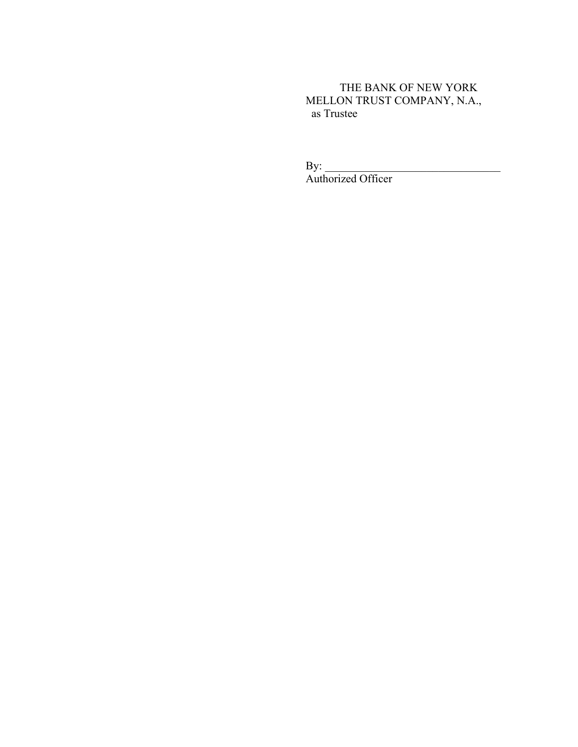THE BANK OF NEW YORK MELLON TRUST COMPANY, N.A.,
as Trustee

By: \_\_\_\_\_\_\_\_\_\_\_\_\_\_\_\_\_\_\_\_\_\_\_\_\_\_\_\_\_\_\_\_
Authorized Officer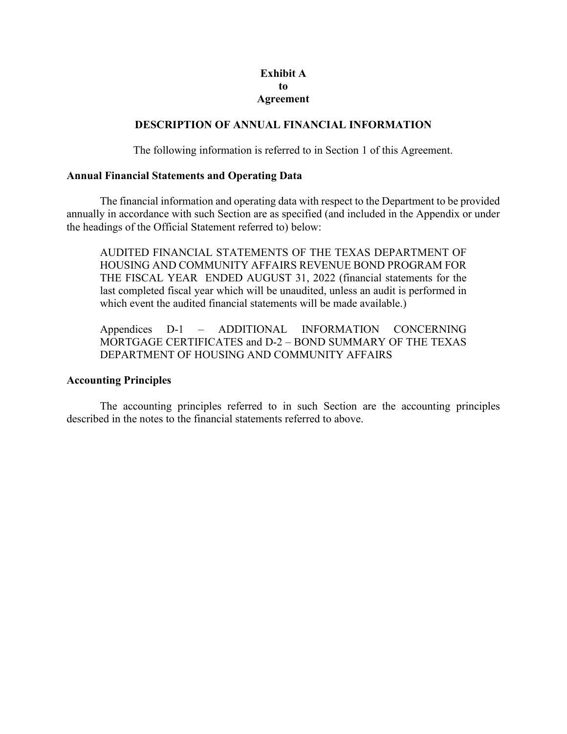**Exhibit A**
**to**
**Agreement**

**DESCRIPTION OF ANNUAL FINANCIAL INFORMATION**

The following information is referred to in Section 1 of this Agreement.

**Annual Financial Statements and Operating Data**

The financial information and operating data with respect to the Department to be provided annually in accordance with such Section are as specified (and included in the Appendix or under the headings of the Official Statement referred to) below:

> AUDITED FINANCIAL STATEMENTS OF THE TEXAS DEPARTMENT OF HOUSING AND COMMUNITY AFFAIRS REVENUE BOND PROGRAM FOR THE FISCAL YEAR ENDED AUGUST 31, 2022 (financial statements for the last completed fiscal year which will be unaudited, unless an audit is performed in which event the audited financial statements will be made available.)
>
> Appendices D-1 – ADDITIONAL INFORMATION CONCERNING MORTGAGE CERTIFICATES and D-2 – BOND SUMMARY OF THE TEXAS DEPARTMENT OF HOUSING AND COMMUNITY AFFAIRS

**Accounting Principles**

The accounting principles referred to in such Section are the accounting principles described in the notes to the financial statements referred to above.